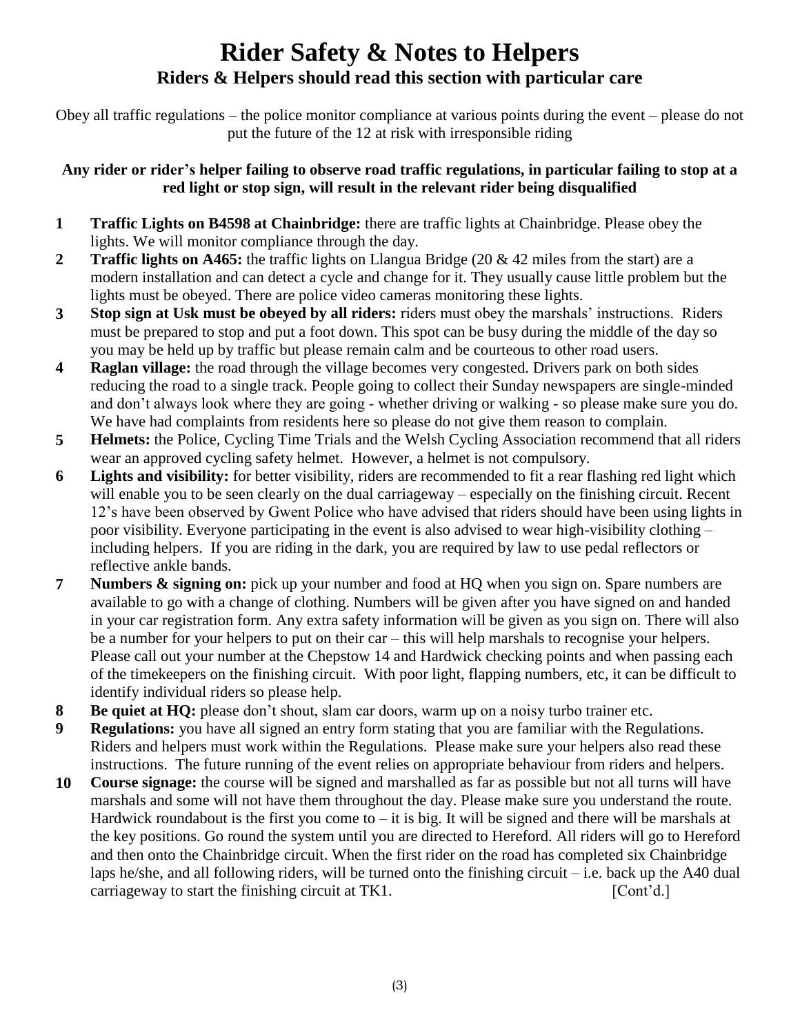# Rider Safety & Notes to Helpers

## Riders & Helpers should read this section with particular care

Obey all traffic regulations – the police monitor compliance at various points during the event – please do not put the future of the 12 at risk with irresponsible riding

**Any rider or rider's helper failing to observe road traffic regulations, in particular failing to stop at a red light or stop sign, will result in the relevant rider being disqualified**

1. **Traffic Lights on B4598 at Chainbridge:** there are traffic lights at Chainbridge. Please obey the lights. We will monitor compliance through the day.
2. **Traffic lights on A465:** the traffic lights on Llangua Bridge (20 & 42 miles from the start) are a modern installation and can detect a cycle and change for it. They usually cause little problem but the lights must be obeyed. There are police video cameras monitoring these lights.
3. **Stop sign at Usk must be obeyed by all riders:** riders must obey the marshals' instructions. Riders must be prepared to stop and put a foot down. This spot can be busy during the middle of the day so you may be held up by traffic but please remain calm and be courteous to other road users.
4. **Raglan village:** the road through the village becomes very congested. Drivers park on both sides reducing the road to a single track. People going to collect their Sunday newspapers are single-minded and don't always look where they are going - whether driving or walking - so please make sure you do. We have had complaints from residents here so please do not give them reason to complain.
5. **Helmets:** the Police, Cycling Time Trials and the Welsh Cycling Association recommend that all riders wear an approved cycling safety helmet. However, a helmet is not compulsory.
6. **Lights and visibility:** for better visibility, riders are recommended to fit a rear flashing red light which will enable you to be seen clearly on the dual carriageway – especially on the finishing circuit. Recent 12's have been observed by Gwent Police who have advised that riders should have been using lights in poor visibility. Everyone participating in the event is also advised to wear high-visibility clothing – including helpers. If you are riding in the dark, you are required by law to use pedal reflectors or reflective ankle bands.
7. **Numbers & signing on:** pick up your number and food at HQ when you sign on. Spare numbers are available to go with a change of clothing. Numbers will be given after you have signed on and handed in your car registration form. Any extra safety information will be given as you sign on. There will also be a number for your helpers to put on their car – this will help marshals to recognise your helpers. Please call out your number at the Chepstow 14 and Hardwick checking points and when passing each of the timekeepers on the finishing circuit. With poor light, flapping numbers, etc, it can be difficult to identify individual riders so please help.
8. **Be quiet at HQ:** please don't shout, slam car doors, warm up on a noisy turbo trainer etc.
9. **Regulations:** you have all signed an entry form stating that you are familiar with the Regulations. Riders and helpers must work within the Regulations. Please make sure your helpers also read these instructions. The future running of the event relies on appropriate behaviour from riders and helpers.
10. **Course signage:** the course will be signed and marshalled as far as possible but not all turns will have marshals and some will not have them throughout the day. Please make sure you understand the route. Hardwick roundabout is the first you come to – it is big. It will be signed and there will be marshals at the key positions. Go round the system until you are directed to Hereford. All riders will go to Hereford and then onto the Chainbridge circuit. When the first rider on the road has completed six Chainbridge laps he/she, and all following riders, will be turned onto the finishing circuit – i.e. back up the A40 dual carriageway to start the finishing circuit at TK1. [Cont'd.]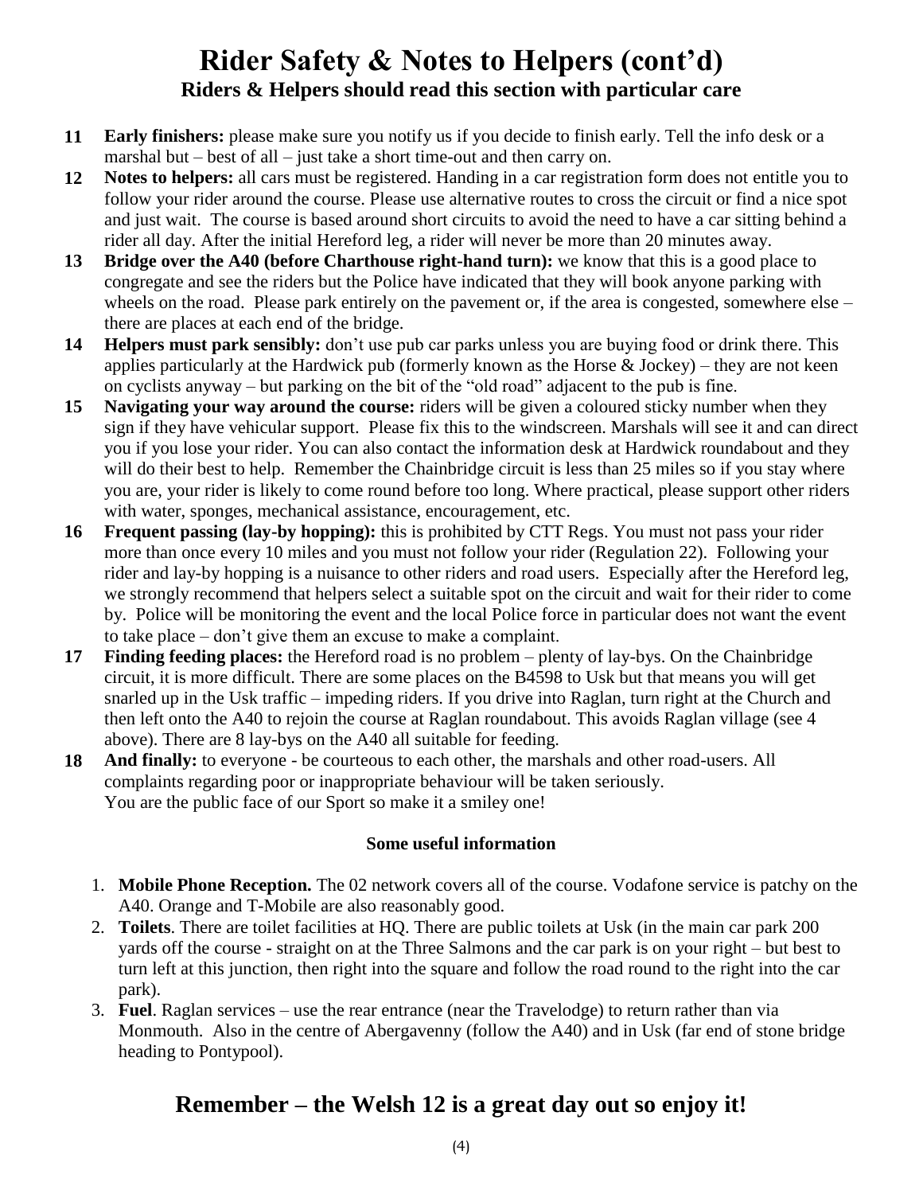# Rider Safety & Notes to Helpers (cont'd)

**Riders & Helpers should read this section with particular care**

11 **Early finishers:** please make sure you notify us if you decide to finish early. Tell the info desk or a marshal but – best of all – just take a short time-out and then carry on.

12 **Notes to helpers:** all cars must be registered. Handing in a car registration form does not entitle you to follow your rider around the course. Please use alternative routes to cross the circuit or find a nice spot and just wait. The course is based around short circuits to avoid the need to have a car sitting behind a rider all day. After the initial Hereford leg, a rider will never be more than 20 minutes away.

13 **Bridge over the A40 (before Charthouse right-hand turn):** we know that this is a good place to congregate and see the riders but the Police have indicated that they will book anyone parking with wheels on the road. Please park entirely on the pavement or, if the area is congested, somewhere else – there are places at each end of the bridge.

14 **Helpers must park sensibly:** don't use pub car parks unless you are buying food or drink there. This applies particularly at the Hardwick pub (formerly known as the Horse & Jockey) – they are not keen on cyclists anyway – but parking on the bit of the "old road" adjacent to the pub is fine.

15 **Navigating your way around the course:** riders will be given a coloured sticky number when they sign if they have vehicular support. Please fix this to the windscreen. Marshals will see it and can direct you if you lose your rider. You can also contact the information desk at Hardwick roundabout and they will do their best to help. Remember the Chainbridge circuit is less than 25 miles so if you stay where you are, your rider is likely to come round before too long. Where practical, please support other riders with water, sponges, mechanical assistance, encouragement, etc.

16 **Frequent passing (lay-by hopping):** this is prohibited by CTT Regs. You must not pass your rider more than once every 10 miles and you must not follow your rider (Regulation 22). Following your rider and lay-by hopping is a nuisance to other riders and road users. Especially after the Hereford leg, we strongly recommend that helpers select a suitable spot on the circuit and wait for their rider to come by. Police will be monitoring the event and the local Police force in particular does not want the event to take place – don't give them an excuse to make a complaint.

17 **Finding feeding places:** the Hereford road is no problem – plenty of lay-bys. On the Chainbridge circuit, it is more difficult. There are some places on the B4598 to Usk but that means you will get snarled up in the Usk traffic – impeding riders. If you drive into Raglan, turn right at the Church and then left onto the A40 to rejoin the course at Raglan roundabout. This avoids Raglan village (see 4 above). There are 8 lay-bys on the A40 all suitable for feeding.

18 **And finally:** to everyone - be courteous to each other, the marshals and other road-users. All complaints regarding poor or inappropriate behaviour will be taken seriously.
You are the public face of our Sport so make it a smiley one!

**Some useful information**

1. **Mobile Phone Reception.** The 02 network covers all of the course. Vodafone service is patchy on the A40. Orange and T-Mobile are also reasonably good.
2. **Toilets**. There are toilet facilities at HQ. There are public toilets at Usk (in the main car park 200 yards off the course - straight on at the Three Salmons and the car park is on your right – but best to turn left at this junction, then right into the square and follow the road round to the right into the car park).
3. **Fuel**. Raglan services – use the rear entrance (near the Travelodge) to return rather than via Monmouth. Also in the centre of Abergavenny (follow the A40) and in Usk (far end of stone bridge heading to Pontypool).

## Remember – the Welsh 12 is a great day out so enjoy it!